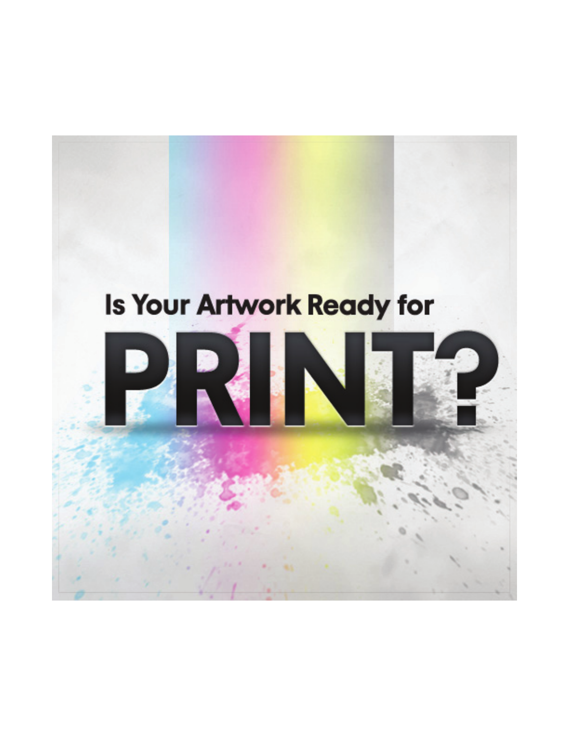# Is Your Artwork Ready for PRINT?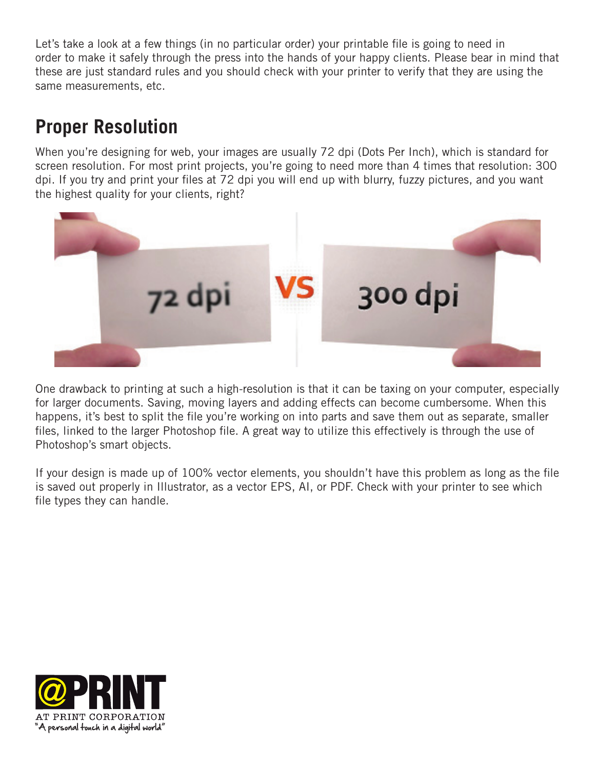Let's take a look at a few things (in no particular order) your printable file is going to need in order to make it safely through the press into the hands of your happy clients. Please bear in mind that these are just standard rules and you should check with your printer to verify that they are using the same measurements, etc.

## Proper Resolution

When you're designing for web, your images are usually 72 dpi (Dots Per Inch), which is standard for screen resolution. For most print projects, you're going to need more than 4 times that resolution: 300 dpi. If you try and print your files at 72 dpi you will end up with blurry, fuzzy pictures, and you want the highest quality for your clients, right?

One drawback to printing at such a high-resolution is that it can be taxing on your computer, especially for larger documents. Saving, moving layers and adding effects can become cumbersome. When this happens, it's best to split the file you're working on into parts and save them out as separate, smaller files, linked to the larger Photoshop file. A great way to utilize this effectively is through the use of Photoshop's smart objects.

If your design is made up of 100% vector elements, you shouldn't have this problem as long as the file is saved out properly in Illustrator, as a vector EPS, AI, or PDF. Check with your printer to see which file types they can handle.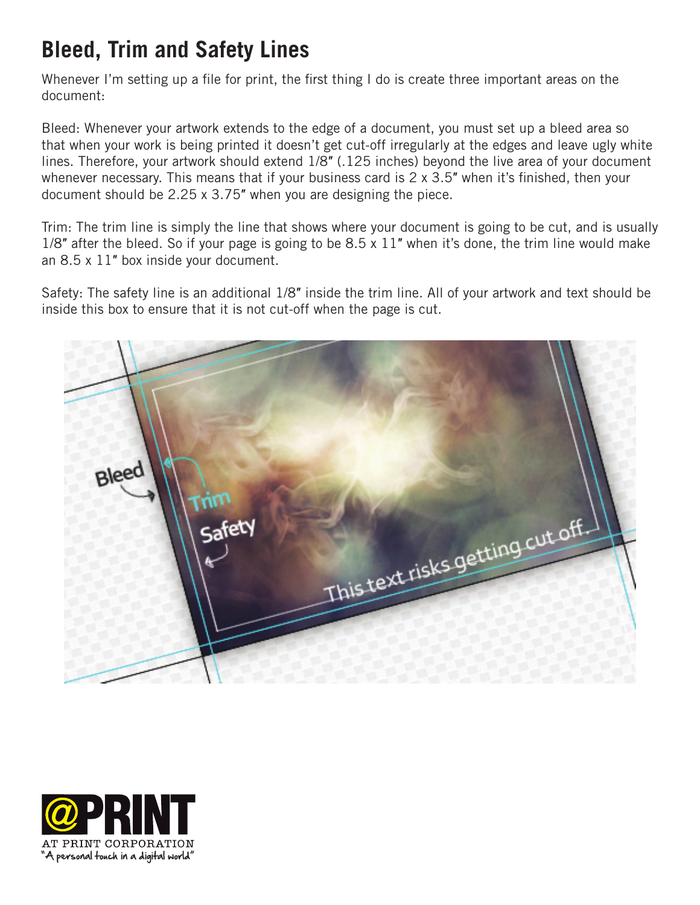# Bleed, Trim and Safety Lines

Whenever I'm setting up a file for print, the first thing I do is create three important areas on the document:

Bleed: Whenever your artwork extends to the edge of a document, you must set up a bleed area so that when your work is being printed it doesn't get cut-off irregularly at the edges and leave ugly white lines. Therefore, your artwork should extend 1/8″ (.125 inches) beyond the live area of your document whenever necessary. This means that if your business card is 2 x 3.5″ when it's finished, then your document should be 2.25 x 3.75″ when you are designing the piece.

Trim: The trim line is simply the line that shows where your document is going to be cut, and is usually 1/8″ after the bleed. So if your page is going to be 8.5 x 11″ when it's done, the trim line would make an 8.5 x 11″ box inside your document.

Safety: The safety line is an additional 1/8″ inside the trim line. All of your artwork and text should be inside this box to ensure that it is not cut-off when the page is cut.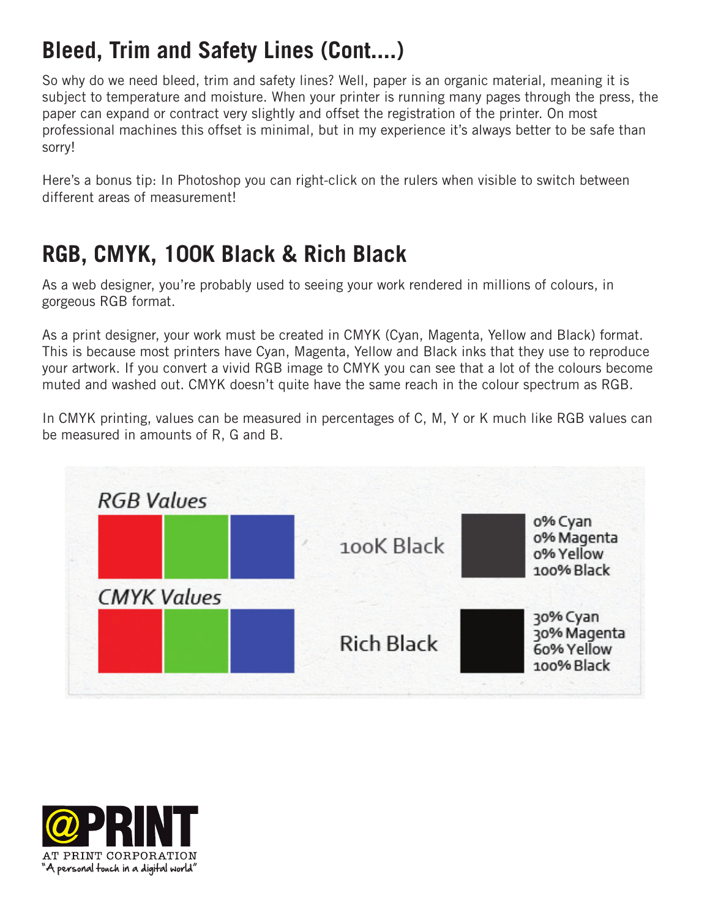## Bleed, Trim and Safety Lines (Cont....)

So why do we need bleed, trim and safety lines? Well, paper is an organic material, meaning it is subject to temperature and moisture. When your printer is running many pages through the press, the paper can expand or contract very slightly and offset the registration of the printer. On most professional machines this offset is minimal, but in my experience it's always better to be safe than sorry!

Here's a bonus tip: In Photoshop you can right-click on the rulers when visible to switch between different areas of measurement!

## RGB, CMYK, 100K Black & Rich Black

As a web designer, you're probably used to seeing your work rendered in millions of colours, in gorgeous RGB format.

As a print designer, your work must be created in CMYK (Cyan, Magenta, Yellow and Black) format. This is because most printers have Cyan, Magenta, Yellow and Black inks that they use to reproduce your artwork. If you convert a vivid RGB image to CMYK you can see that a lot of the colours become muted and washed out. CMYK doesn't quite have the same reach in the colour spectrum as RGB.

In CMYK printing, values can be measured in percentages of C, M, Y or K much like RGB values can be measured in amounts of R, G and B.

RGB Values

CMYK Values

100K Black: 0% Cyan, 0% Magenta, 0% Yellow, 100% Black

Rich Black: 30% Cyan, 30% Magenta, 60% Yellow, 100% Black

AT PRINT CORPORATION
"A personal touch in a digital world"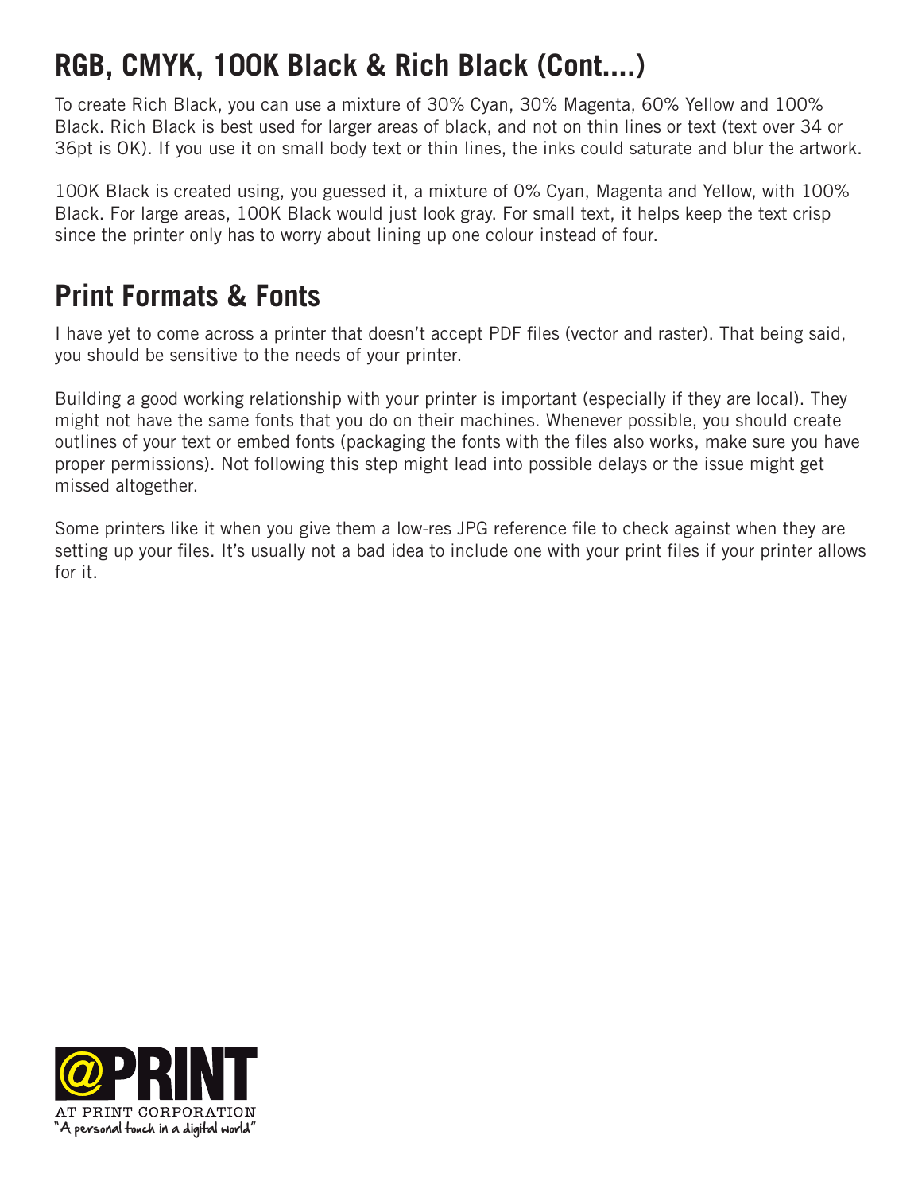## RGB, CMYK, 100K Black & Rich Black (Cont....)

To create Rich Black, you can use a mixture of 30% Cyan, 30% Magenta, 60% Yellow and 100% Black. Rich Black is best used for larger areas of black, and not on thin lines or text (text over 34 or 36pt is OK). If you use it on small body text or thin lines, the inks could saturate and blur the artwork.

100K Black is created using, you guessed it, a mixture of 0% Cyan, Magenta and Yellow, with 100% Black. For large areas, 100K Black would just look gray. For small text, it helps keep the text crisp since the printer only has to worry about lining up one colour instead of four.

## Print Formats & Fonts

I have yet to come across a printer that doesn't accept PDF files (vector and raster). That being said, you should be sensitive to the needs of your printer.

Building a good working relationship with your printer is important (especially if they are local). They might not have the same fonts that you do on their machines. Whenever possible, you should create outlines of your text or embed fonts (packaging the fonts with the files also works, make sure you have proper permissions). Not following this step might lead into possible delays or the issue might get missed altogether.

Some printers like it when you give them a low-res JPG reference file to check against when they are setting up your files. It's usually not a bad idea to include one with your print files if your printer allows for it.

@PRINT
AT PRINT CORPORATION
"A personal touch in a digital world"